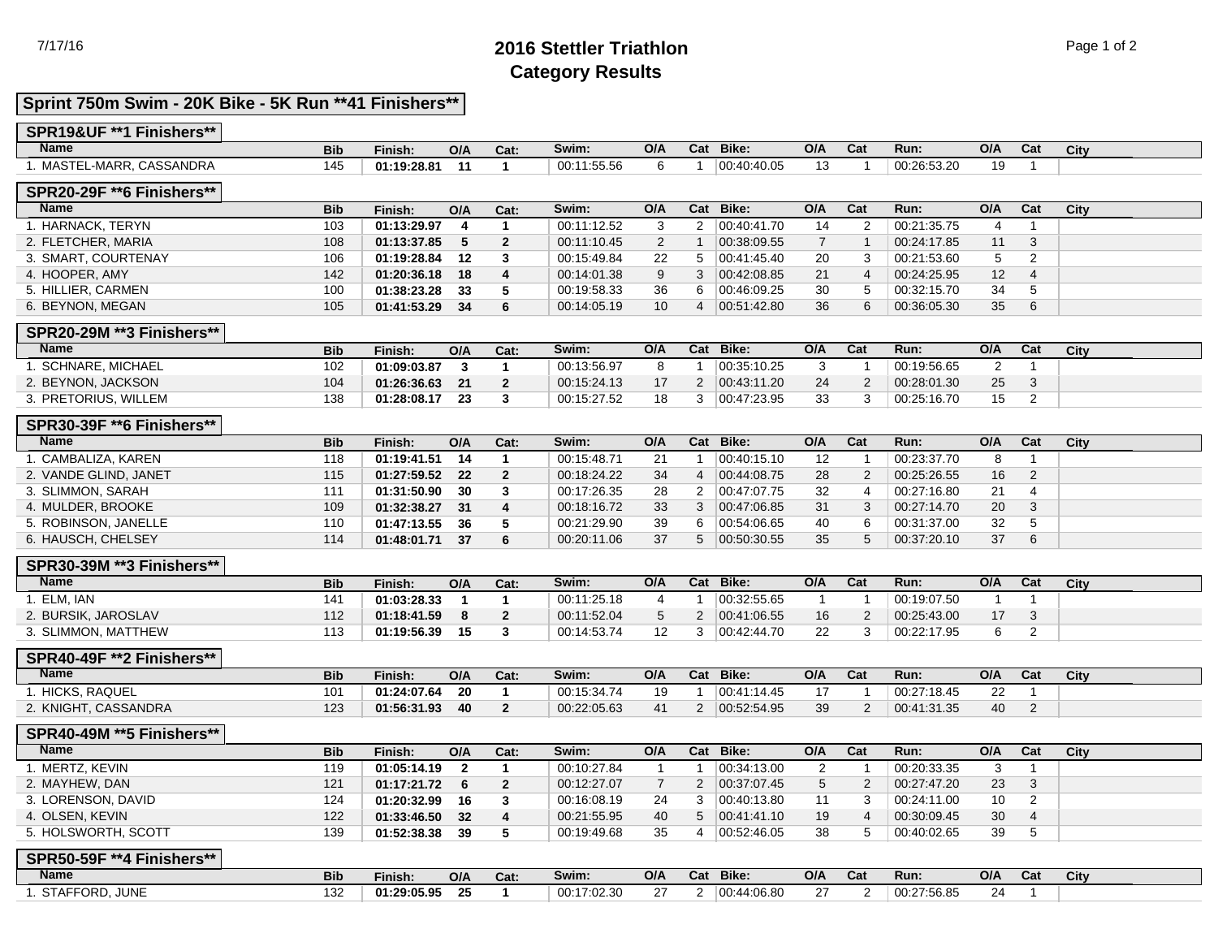# 2016 Stettler Triathlon
## Category Results

7/17/16

### Sprint 750m Swim - 20K Bike - 5K Run **41 Finishers**

#### SPR19&UF **1 Finishers**

| Name | Bib | Finish: | O/A | Cat: | Swim: | O/A | Cat | Bike: | O/A | Cat | Run: | O/A | Cat | City |
|---|---|---|---|---|---|---|---|---|---|---|---|---|---|---|
| 1. MASTEL-MARR, CASSANDRA | 145 | **01:19:28.81** | **11** | **1** | 00:11:55.56 | 6 | 1 | 00:40:40.05 | 13 | 1 | 00:26:53.20 | 19 | 1 | |

#### SPR20-29F **6 Finishers**

| Name | Bib | Finish: | O/A | Cat: | Swim: | O/A | Cat | Bike: | O/A | Cat | Run: | O/A | Cat | City |
|---|---|---|---|---|---|---|---|---|---|---|---|---|---|---|
| 1. HARNACK, TERYN | 103 | **01:13:29.97** | **4** | **1** | 00:11:12.52 | 3 | 2 | 00:40:41.70 | 14 | 2 | 00:21:35.75 | 4 | 1 | |
| 2. FLETCHER, MARIA | 108 | **01:13:37.85** | **5** | **2** | 00:11:10.45 | 2 | 1 | 00:38:09.55 | 7 | 1 | 00:24:17.85 | 11 | 3 | |
| 3. SMART, COURTENAY | 106 | **01:19:28.84** | **12** | **3** | 00:15:49.84 | 22 | 5 | 00:41:45.40 | 20 | 3 | 00:21:53.60 | 5 | 2 | |
| 4. HOOPER, AMY | 142 | **01:20:36.18** | **18** | **4** | 00:14:01.38 | 9 | 3 | 00:42:08.85 | 21 | 4 | 00:24:25.95 | 12 | 4 | |
| 5. HILLIER, CARMEN | 100 | **01:38:23.28** | **33** | **5** | 00:19:58.33 | 36 | 6 | 00:46:09.25 | 30 | 5 | 00:32:15.70 | 34 | 5 | |
| 6. BEYNON, MEGAN | 105 | **01:41:53.29** | **34** | **6** | 00:14:05.19 | 10 | 4 | 00:51:42.80 | 36 | 6 | 00:36:05.30 | 35 | 6 | |

#### SPR20-29M **3 Finishers**

| Name | Bib | Finish: | O/A | Cat: | Swim: | O/A | Cat | Bike: | O/A | Cat | Run: | O/A | Cat | City |
|---|---|---|---|---|---|---|---|---|---|---|---|---|---|---|
| 1. SCHNARE, MICHAEL | 102 | **01:09:03.87** | **3** | **1** | 00:13:56.97 | 8 | 1 | 00:35:10.25 | 3 | 1 | 00:19:56.65 | 2 | 1 | |
| 2. BEYNON, JACKSON | 104 | **01:26:36.63** | **21** | **2** | 00:15:24.13 | 17 | 2 | 00:43:11.20 | 24 | 2 | 00:28:01.30 | 25 | 3 | |
| 3. PRETORIUS, WILLEM | 138 | **01:28:08.17** | **23** | **3** | 00:15:27.52 | 18 | 3 | 00:47:23.95 | 33 | 3 | 00:25:16.70 | 15 | 2 | |

#### SPR30-39F **6 Finishers**

| Name | Bib | Finish: | O/A | Cat: | Swim: | O/A | Cat | Bike: | O/A | Cat | Run: | O/A | Cat | City |
|---|---|---|---|---|---|---|---|---|---|---|---|---|---|---|
| 1. CAMBALIZA, KAREN | 118 | **01:19:41.51** | **14** | **1** | 00:15:48.71 | 21 | 1 | 00:40:15.10 | 12 | 1 | 00:23:37.70 | 8 | 1 | |
| 2. VANDE GLIND, JANET | 115 | **01:27:59.52** | **22** | **2** | 00:18:24.22 | 34 | 4 | 00:44:08.75 | 28 | 2 | 00:25:26.55 | 16 | 2 | |
| 3. SLIMMON, SARAH | 111 | **01:31:50.90** | **30** | **3** | 00:17:26.35 | 28 | 2 | 00:47:07.75 | 32 | 4 | 00:27:16.80 | 21 | 4 | |
| 4. MULDER, BROOKE | 109 | **01:32:38.27** | **31** | **4** | 00:18:16.72 | 33 | 3 | 00:47:06.85 | 31 | 3 | 00:27:14.70 | 20 | 3 | |
| 5. ROBINSON, JANELLE | 110 | **01:47:13.55** | **36** | **5** | 00:21:29.90 | 39 | 6 | 00:54:06.65 | 40 | 6 | 00:31:37.00 | 32 | 5 | |
| 6. HAUSCH, CHELSEY | 114 | **01:48:01.71** | **37** | **6** | 00:20:11.06 | 37 | 5 | 00:50:30.55 | 35 | 5 | 00:37:20.10 | 37 | 6 | |

#### SPR30-39M **3 Finishers**

| Name | Bib | Finish: | O/A | Cat: | Swim: | O/A | Cat | Bike: | O/A | Cat | Run: | O/A | Cat | City |
|---|---|---|---|---|---|---|---|---|---|---|---|---|---|---|
| 1. ELM, IAN | 141 | **01:03:28.33** | **1** | **1** | 00:11:25.18 | 4 | 1 | 00:32:55.65 | 1 | 1 | 00:19:07.50 | 1 | 1 | |
| 2. BURSIK, JAROSLAV | 112 | **01:18:41.59** | **8** | **2** | 00:11:52.04 | 5 | 2 | 00:41:06.55 | 16 | 2 | 00:25:43.00 | 17 | 3 | |
| 3. SLIMMON, MATTHEW | 113 | **01:19:56.39** | **15** | **3** | 00:14:53.74 | 12 | 3 | 00:42:44.70 | 22 | 3 | 00:22:17.95 | 6 | 2 | |

#### SPR40-49F **2 Finishers**

| Name | Bib | Finish: | O/A | Cat: | Swim: | O/A | Cat | Bike: | O/A | Cat | Run: | O/A | Cat | City |
|---|---|---|---|---|---|---|---|---|---|---|---|---|---|---|
| 1. HICKS, RAQUEL | 101 | **01:24:07.64** | **20** | **1** | 00:15:34.74 | 19 | 1 | 00:41:14.45 | 17 | 1 | 00:27:18.45 | 22 | 1 | |
| 2. KNIGHT, CASSANDRA | 123 | **01:56:31.93** | **40** | **2** | 00:22:05.63 | 41 | 2 | 00:52:54.95 | 39 | 2 | 00:41:31.35 | 40 | 2 | |

#### SPR40-49M **5 Finishers**

| Name | Bib | Finish: | O/A | Cat: | Swim: | O/A | Cat | Bike: | O/A | Cat | Run: | O/A | Cat | City |
|---|---|---|---|---|---|---|---|---|---|---|---|---|---|---|
| 1. MERTZ, KEVIN | 119 | **01:05:14.19** | **2** | **1** | 00:10:27.84 | 1 | 1 | 00:34:13.00 | 2 | 1 | 00:20:33.35 | 3 | 1 | |
| 2. MAYHEW, DAN | 121 | **01:17:21.72** | **6** | **2** | 00:12:27.07 | 7 | 2 | 00:37:07.45 | 5 | 2 | 00:27:47.20 | 23 | 3 | |
| 3. LORENSON, DAVID | 124 | **01:20:32.99** | **16** | **3** | 00:16:08.19 | 24 | 3 | 00:40:13.80 | 11 | 3 | 00:24:11.00 | 10 | 2 | |
| 4. OLSEN, KEVIN | 122 | **01:33:46.50** | **32** | **4** | 00:21:55.95 | 40 | 5 | 00:41:41.10 | 19 | 4 | 00:30:09.45 | 30 | 4 | |
| 5. HOLSWORTH, SCOTT | 139 | **01:52:38.38** | **39** | **5** | 00:19:49.68 | 35 | 4 | 00:52:46.05 | 38 | 5 | 00:40:02.65 | 39 | 5 | |

#### SPR50-59F **4 Finishers**

| Name | Bib | Finish: | O/A | Cat: | Swim: | O/A | Cat | Bike: | O/A | Cat | Run: | O/A | Cat | City |
|---|---|---|---|---|---|---|---|---|---|---|---|---|---|---|
| 1. STAFFORD, JUNE | 132 | **01:29:05.95** | **25** | **1** | 00:17:02.30 | 27 | 2 | 00:44:06.80 | 27 | 2 | 00:27:56.85 | 24 | 1 | |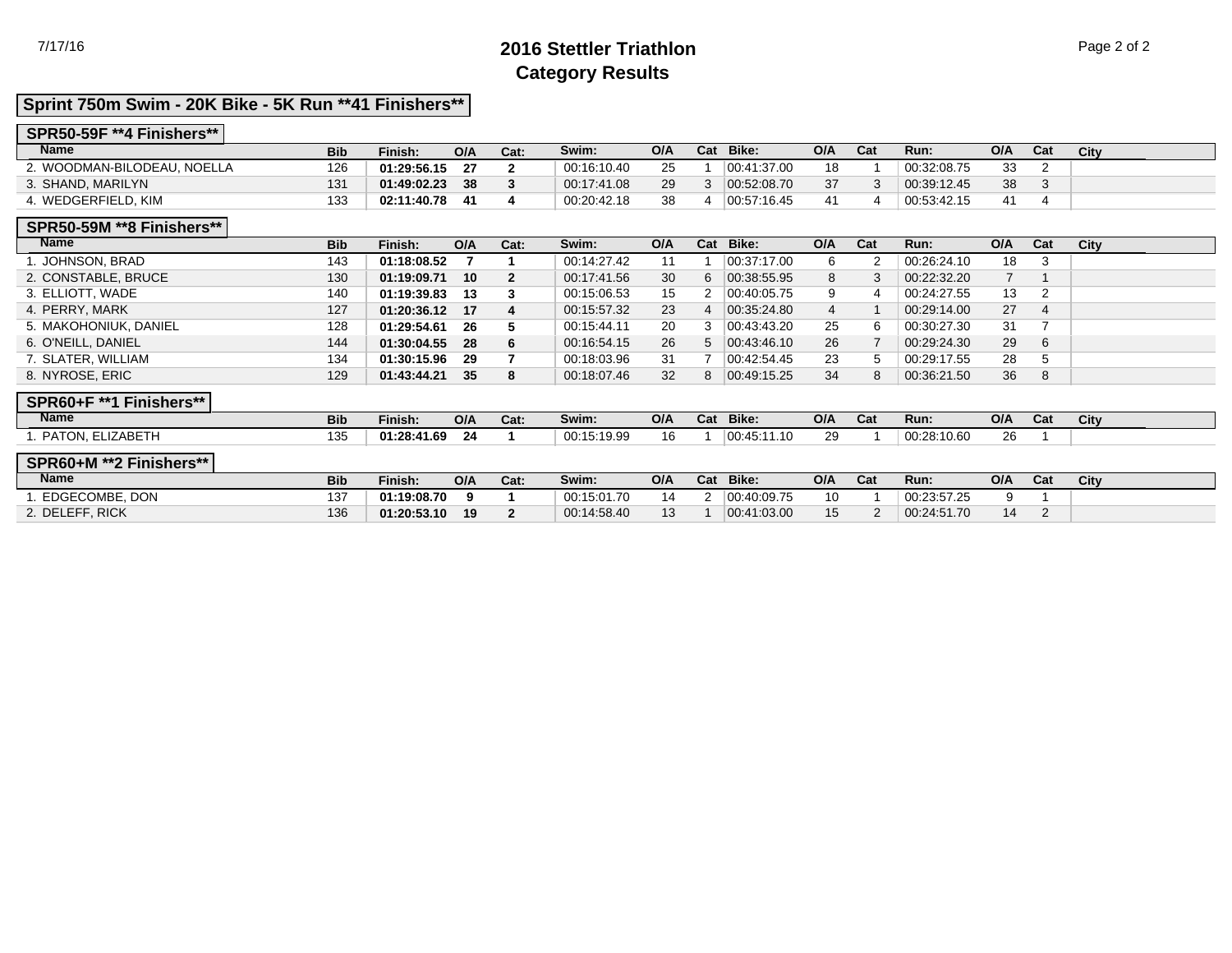# 2016 Stettler Triathlon
## Category Results

### Sprint 750m Swim - 20K Bike - 5K Run **41 Finishers**

#### SPR50-59F **4 Finishers**

| Name | Bib | Finish: | O/A | Cat: | Swim: | O/A | Cat | Bike: | O/A | Cat | Run: | O/A | Cat | City |
|---|---|---|---|---|---|---|---|---|---|---|---|---|---|---|
| 2. WOODMAN-BILODEAU, NOELLA | 126 | **01:29:56.15** | **27** | **2** | 00:16:10.40 | 25 | 1 | 00:41:37.00 | 18 | 1 | 00:32:08.75 | 33 | 2 | |
| 3. SHAND, MARILYN | 131 | **01:49:02.23** | **38** | **3** | 00:17:41.08 | 29 | 3 | 00:52:08.70 | 37 | 3 | 00:39:12.45 | 38 | 3 | |
| 4. WEDGERFIELD, KIM | 133 | **02:11:40.78** | **41** | **4** | 00:20:42.18 | 38 | 4 | 00:57:16.45 | 41 | 4 | 00:53:42.15 | 41 | 4 | |

#### SPR50-59M **8 Finishers**

| Name | Bib | Finish: | O/A | Cat: | Swim: | O/A | Cat | Bike: | O/A | Cat | Run: | O/A | Cat | City |
|---|---|---|---|---|---|---|---|---|---|---|---|---|---|---|
| 1. JOHNSON, BRAD | 143 | **01:18:08.52** | **7** | **1** | 00:14:27.42 | 11 | 1 | 00:37:17.00 | 6 | 2 | 00:26:24.10 | 18 | 3 | |
| 2. CONSTABLE, BRUCE | 130 | **01:19:09.71** | **10** | **2** | 00:17:41.56 | 30 | 6 | 00:38:55.95 | 8 | 3 | 00:22:32.20 | 7 | 1 | |
| 3. ELLIOTT, WADE | 140 | **01:19:39.83** | **13** | **3** | 00:15:06.53 | 15 | 2 | 00:40:05.75 | 9 | 4 | 00:24:27.55 | 13 | 2 | |
| 4. PERRY, MARK | 127 | **01:20:36.12** | **17** | **4** | 00:15:57.32 | 23 | 4 | 00:35:24.80 | 4 | 1 | 00:29:14.00 | 27 | 4 | |
| 5. MAKOHONIUK, DANIEL | 128 | **01:29:54.61** | **26** | **5** | 00:15:44.11 | 20 | 3 | 00:43:43.20 | 25 | 6 | 00:30:27.30 | 31 | 7 | |
| 6. O'NEILL, DANIEL | 144 | **01:30:04.55** | **28** | **6** | 00:16:54.15 | 26 | 5 | 00:43:46.10 | 26 | 7 | 00:29:24.30 | 29 | 6 | |
| 7. SLATER, WILLIAM | 134 | **01:30:15.96** | **29** | **7** | 00:18:03.96 | 31 | 7 | 00:42:54.45 | 23 | 5 | 00:29:17.55 | 28 | 5 | |
| 8. NYROSE, ERIC | 129 | **01:43:44.21** | **35** | **8** | 00:18:07.46 | 32 | 8 | 00:49:15.25 | 34 | 8 | 00:36:21.50 | 36 | 8 | |

#### SPR60+F **1 Finishers**

| Name | Bib | Finish: | O/A | Cat: | Swim: | O/A | Cat | Bike: | O/A | Cat | Run: | O/A | Cat | City |
|---|---|---|---|---|---|---|---|---|---|---|---|---|---|---|
| 1. PATON, ELIZABETH | 135 | **01:28:41.69** | **24** | **1** | 00:15:19.99 | 16 | 1 | 00:45:11.10 | 29 | 1 | 00:28:10.60 | 26 | 1 | |

#### SPR60+M **2 Finishers**

| Name | Bib | Finish: | O/A | Cat: | Swim: | O/A | Cat | Bike: | O/A | Cat | Run: | O/A | Cat | City |
|---|---|---|---|---|---|---|---|---|---|---|---|---|---|---|
| 1. EDGECOMBE, DON | 137 | **01:19:08.70** | **9** | **1** | 00:15:01.70 | 14 | 2 | 00:40:09.75 | 10 | 1 | 00:23:57.25 | 9 | 1 | |
| 2. DELEFF, RICK | 136 | **01:20:53.10** | **19** | **2** | 00:14:58.40 | 13 | 1 | 00:41:03.00 | 15 | 2 | 00:24:51.70 | 14 | 2 | |